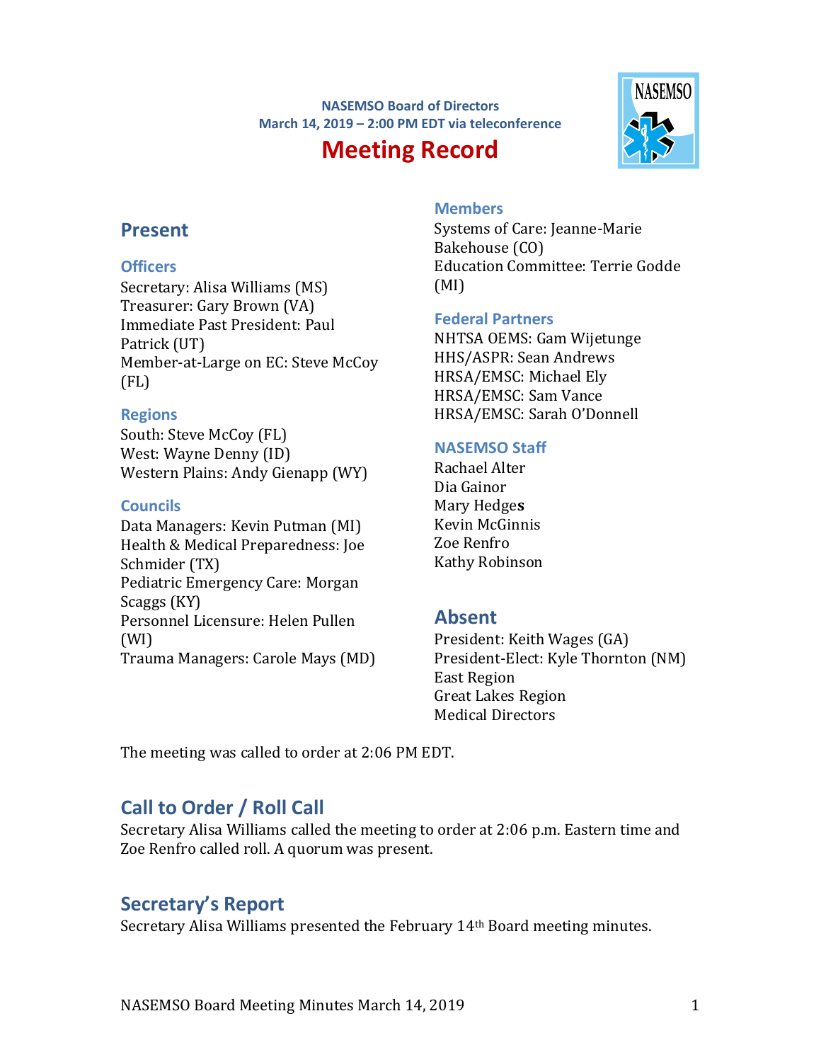NASEMSO Board of Directors
March 14, 2019 – 2:00 PM EDT via teleconference

# Meeting Record

## Present

### Officers

Secretary: Alisa Williams (MS)
Treasurer: Gary Brown (VA)
Immediate Past President: Paul Patrick (UT)
Member-at-Large on EC: Steve McCoy (FL)

### Regions

South: Steve McCoy (FL)
West: Wayne Denny (ID)
Western Plains: Andy Gienapp (WY)

### Councils

Data Managers: Kevin Putman (MI)
Health & Medical Preparedness: Joe Schmider (TX)
Pediatric Emergency Care: Morgan Scaggs (KY)
Personnel Licensure: Helen Pullen (WI)
Trauma Managers: Carole Mays (MD)

### Members

Systems of Care: Jeanne-Marie Bakehouse (CO)
Education Committee: Terrie Godde (MI)

### Federal Partners

NHTSA OEMS: Gam Wijetunge
HHS/ASPR: Sean Andrews
HRSA/EMSC: Michael Ely
HRSA/EMSC: Sam Vance
HRSA/EMSC: Sarah O'Donnell

### NASEMSO Staff

Rachael Alter
Dia Gainor
Mary Hedges
Kevin McGinnis
Zoe Renfro
Kathy Robinson

## Absent

President: Keith Wages (GA)
President-Elect: Kyle Thornton (NM)
East Region
Great Lakes Region
Medical Directors

The meeting was called to order at 2:06 PM EDT.

## Call to Order / Roll Call

Secretary Alisa Williams called the meeting to order at 2:06 p.m. Eastern time and Zoe Renfro called roll. A quorum was present.

## Secretary's Report

Secretary Alisa Williams presented the February 14th Board meeting minutes.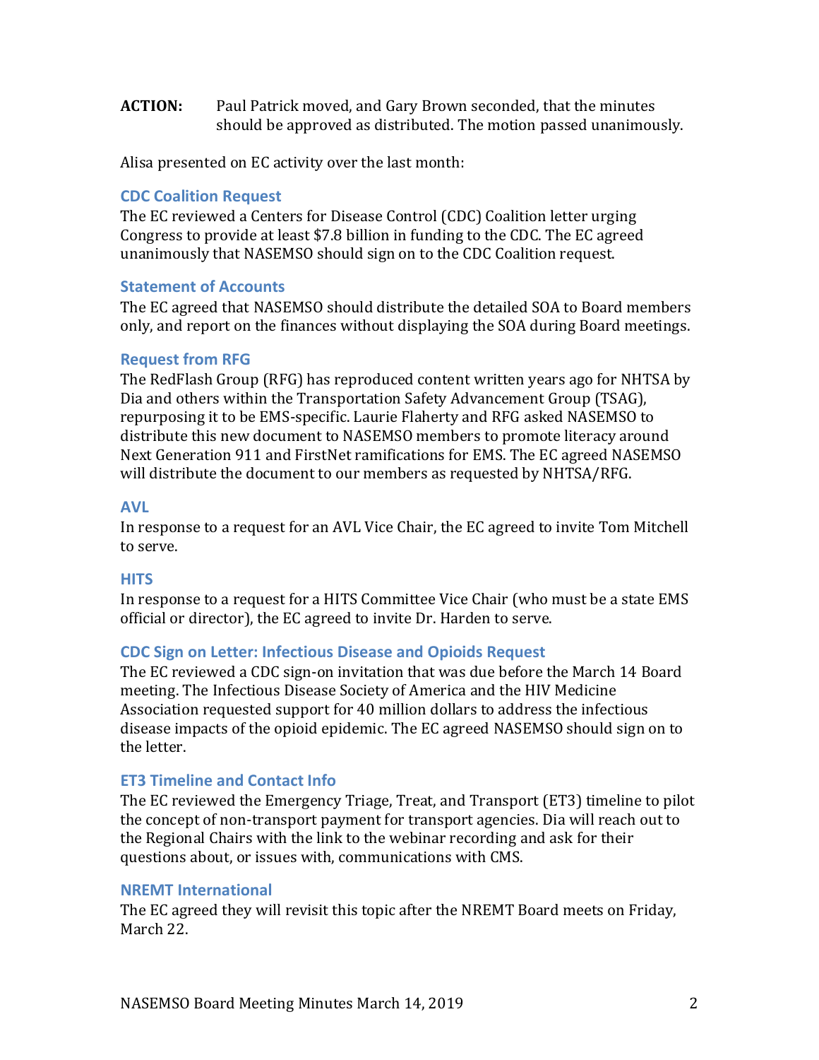**ACTION:** Paul Patrick moved, and Gary Brown seconded, that the minutes should be approved as distributed. The motion passed unanimously.

Alisa presented on EC activity over the last month:

### CDC Coalition Request

The EC reviewed a Centers for Disease Control (CDC) Coalition letter urging Congress to provide at least $7.8 billion in funding to the CDC. The EC agreed unanimously that NASEMSO should sign on to the CDC Coalition request.

### Statement of Accounts

The EC agreed that NASEMSO should distribute the detailed SOA to Board members only, and report on the finances without displaying the SOA during Board meetings.

### Request from RFG

The RedFlash Group (RFG) has reproduced content written years ago for NHTSA by Dia and others within the Transportation Safety Advancement Group (TSAG), repurposing it to be EMS-specific. Laurie Flaherty and RFG asked NASEMSO to distribute this new document to NASEMSO members to promote literacy around Next Generation 911 and FirstNet ramifications for EMS. The EC agreed NASEMSO will distribute the document to our members as requested by NHTSA/RFG.

### AVL

In response to a request for an AVL Vice Chair, the EC agreed to invite Tom Mitchell to serve.

### HITS

In response to a request for a HITS Committee Vice Chair (who must be a state EMS official or director), the EC agreed to invite Dr. Harden to serve.

### CDC Sign on Letter: Infectious Disease and Opioids Request

The EC reviewed a CDC sign-on invitation that was due before the March 14 Board meeting. The Infectious Disease Society of America and the HIV Medicine Association requested support for 40 million dollars to address the infectious disease impacts of the opioid epidemic. The EC agreed NASEMSO should sign on to the letter.

### ET3 Timeline and Contact Info

The EC reviewed the Emergency Triage, Treat, and Transport (ET3) timeline to pilot the concept of non-transport payment for transport agencies. Dia will reach out to the Regional Chairs with the link to the webinar recording and ask for their questions about, or issues with, communications with CMS.

### NREMT International

The EC agreed they will revisit this topic after the NREMT Board meets on Friday, March 22.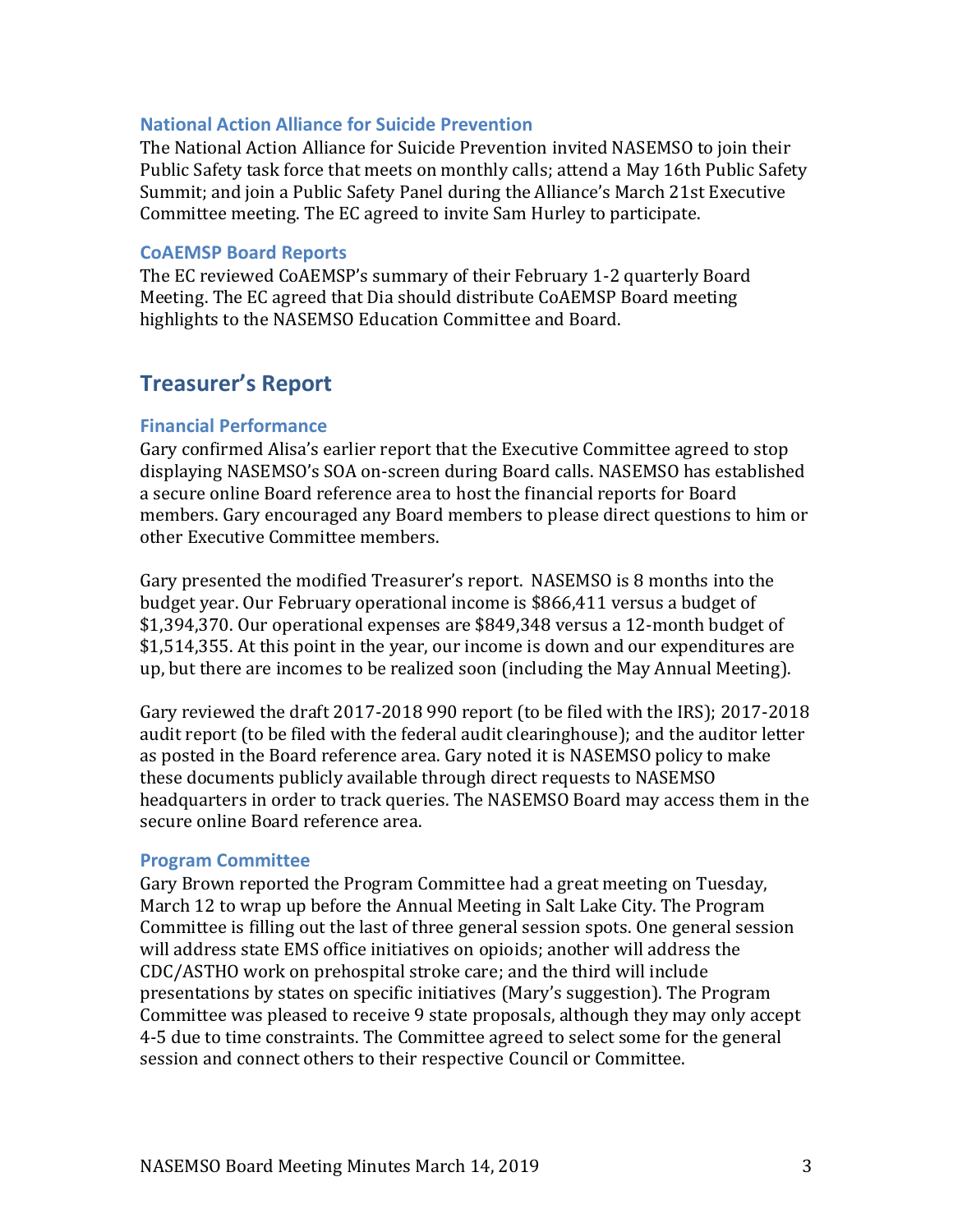### National Action Alliance for Suicide Prevention

The National Action Alliance for Suicide Prevention invited NASEMSO to join their Public Safety task force that meets on monthly calls; attend a May 16th Public Safety Summit; and join a Public Safety Panel during the Alliance's March 21st Executive Committee meeting. The EC agreed to invite Sam Hurley to participate.

### CoAEMSP Board Reports

The EC reviewed CoAEMSP's summary of their February 1-2 quarterly Board Meeting. The EC agreed that Dia should distribute CoAEMSP Board meeting highlights to the NASEMSO Education Committee and Board.

## Treasurer's Report

### Financial Performance

Gary confirmed Alisa's earlier report that the Executive Committee agreed to stop displaying NASEMSO's SOA on-screen during Board calls. NASEMSO has established a secure online Board reference area to host the financial reports for Board members. Gary encouraged any Board members to please direct questions to him or other Executive Committee members.

Gary presented the modified Treasurer's report. NASEMSO is 8 months into the budget year. Our February operational income is $866,411 versus a budget of $1,394,370. Our operational expenses are $849,348 versus a 12-month budget of $1,514,355. At this point in the year, our income is down and our expenditures are up, but there are incomes to be realized soon (including the May Annual Meeting).

Gary reviewed the draft 2017-2018 990 report (to be filed with the IRS); 2017-2018 audit report (to be filed with the federal audit clearinghouse); and the auditor letter as posted in the Board reference area. Gary noted it is NASEMSO policy to make these documents publicly available through direct requests to NASEMSO headquarters in order to track queries. The NASEMSO Board may access them in the secure online Board reference area.

### Program Committee

Gary Brown reported the Program Committee had a great meeting on Tuesday, March 12 to wrap up before the Annual Meeting in Salt Lake City. The Program Committee is filling out the last of three general session spots. One general session will address state EMS office initiatives on opioids; another will address the CDC/ASTHO work on prehospital stroke care; and the third will include presentations by states on specific initiatives (Mary's suggestion). The Program Committee was pleased to receive 9 state proposals, although they may only accept 4-5 due to time constraints. The Committee agreed to select some for the general session and connect others to their respective Council or Committee.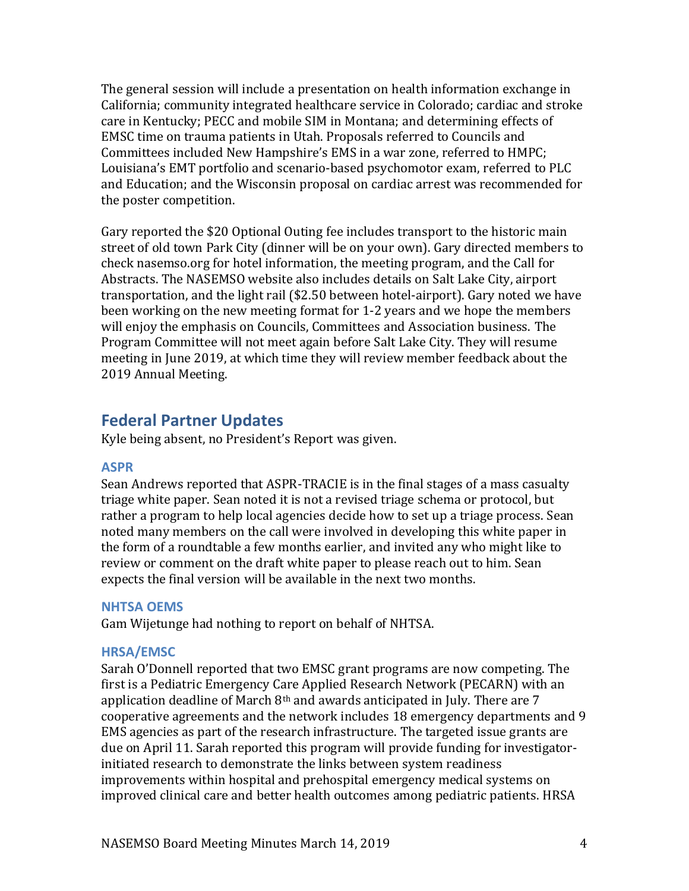The general session will include a presentation on health information exchange in California; community integrated healthcare service in Colorado; cardiac and stroke care in Kentucky; PECC and mobile SIM in Montana; and determining effects of EMSC time on trauma patients in Utah. Proposals referred to Councils and Committees included New Hampshire's EMS in a war zone, referred to HMPC; Louisiana's EMT portfolio and scenario-based psychomotor exam, referred to PLC and Education; and the Wisconsin proposal on cardiac arrest was recommended for the poster competition.

Gary reported the $20 Optional Outing fee includes transport to the historic main street of old town Park City (dinner will be on your own). Gary directed members to check nasemso.org for hotel information, the meeting program, and the Call for Abstracts. The NASEMSO website also includes details on Salt Lake City, airport transportation, and the light rail ($2.50 between hotel-airport). Gary noted we have been working on the new meeting format for 1-2 years and we hope the members will enjoy the emphasis on Councils, Committees and Association business. The Program Committee will not meet again before Salt Lake City. They will resume meeting in June 2019, at which time they will review member feedback about the 2019 Annual Meeting.

## Federal Partner Updates

Kyle being absent, no President's Report was given.

### ASPR

Sean Andrews reported that ASPR-TRACIE is in the final stages of a mass casualty triage white paper. Sean noted it is not a revised triage schema or protocol, but rather a program to help local agencies decide how to set up a triage process. Sean noted many members on the call were involved in developing this white paper in the form of a roundtable a few months earlier, and invited any who might like to review or comment on the draft white paper to please reach out to him. Sean expects the final version will be available in the next two months.

### NHTSA OEMS

Gam Wijetunge had nothing to report on behalf of NHTSA.

### HRSA/EMSC

Sarah O'Donnell reported that two EMSC grant programs are now competing. The first is a Pediatric Emergency Care Applied Research Network (PECARN) with an application deadline of March 8th and awards anticipated in July. There are 7 cooperative agreements and the network includes 18 emergency departments and 9 EMS agencies as part of the research infrastructure. The targeted issue grants are due on April 11. Sarah reported this program will provide funding for investigator-initiated research to demonstrate the links between system readiness improvements within hospital and prehospital emergency medical systems on improved clinical care and better health outcomes among pediatric patients. HRSA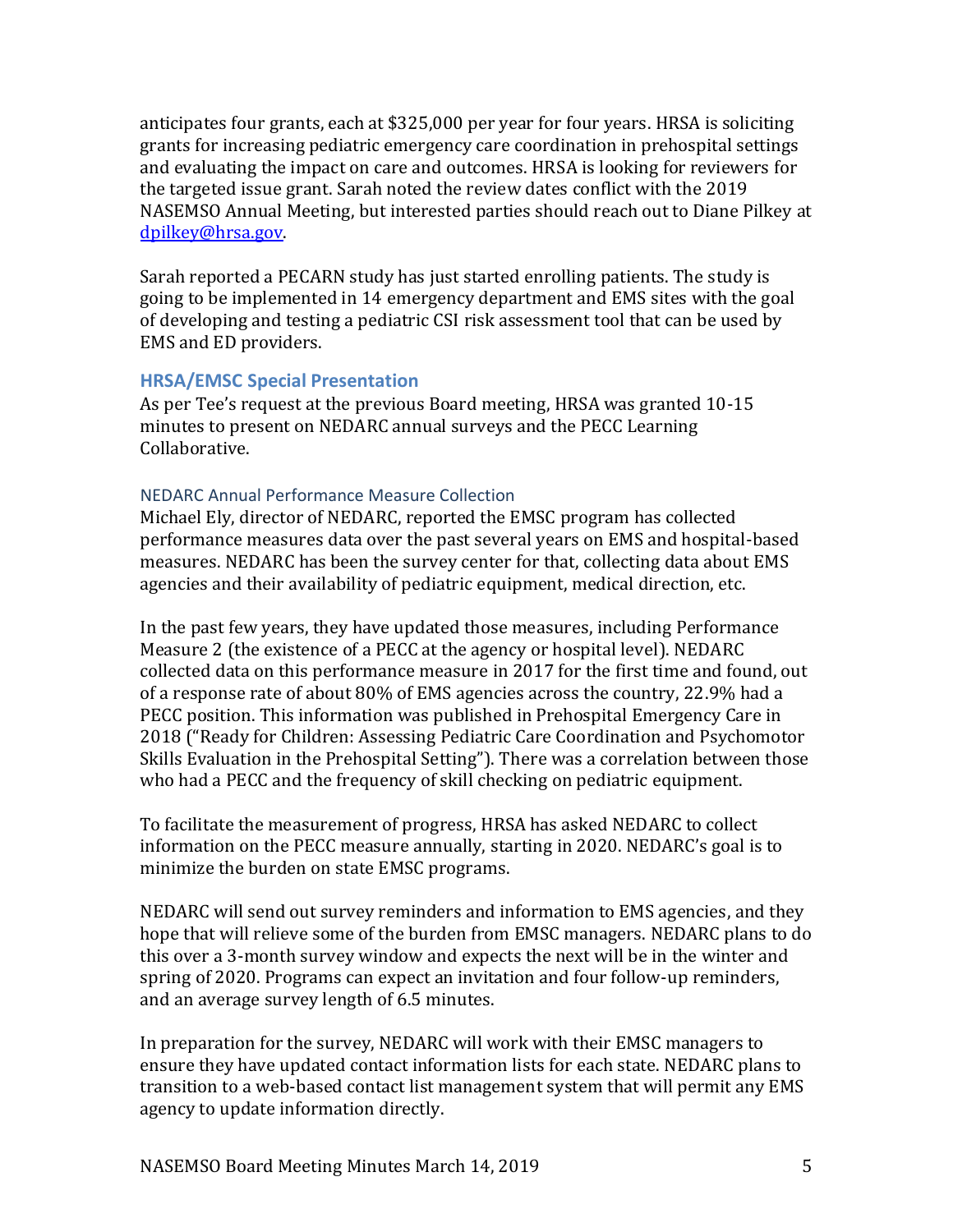anticipates four grants, each at $325,000 per year for four years. HRSA is soliciting grants for increasing pediatric emergency care coordination in prehospital settings and evaluating the impact on care and outcomes. HRSA is looking for reviewers for the targeted issue grant. Sarah noted the review dates conflict with the 2019 NASEMSO Annual Meeting, but interested parties should reach out to Diane Pilkey at dpilkey@hrsa.gov.

Sarah reported a PECARN study has just started enrolling patients. The study is going to be implemented in 14 emergency department and EMS sites with the goal of developing and testing a pediatric CSI risk assessment tool that can be used by EMS and ED providers.

## HRSA/EMSC Special Presentation

As per Tee's request at the previous Board meeting, HRSA was granted 10-15 minutes to present on NEDARC annual surveys and the PECC Learning Collaborative.

### NEDARC Annual Performance Measure Collection

Michael Ely, director of NEDARC, reported the EMSC program has collected performance measures data over the past several years on EMS and hospital-based measures. NEDARC has been the survey center for that, collecting data about EMS agencies and their availability of pediatric equipment, medical direction, etc.

In the past few years, they have updated those measures, including Performance Measure 2 (the existence of a PECC at the agency or hospital level). NEDARC collected data on this performance measure in 2017 for the first time and found, out of a response rate of about 80% of EMS agencies across the country, 22.9% had a PECC position. This information was published in Prehospital Emergency Care in 2018 ("Ready for Children: Assessing Pediatric Care Coordination and Psychomotor Skills Evaluation in the Prehospital Setting"). There was a correlation between those who had a PECC and the frequency of skill checking on pediatric equipment.

To facilitate the measurement of progress, HRSA has asked NEDARC to collect information on the PECC measure annually, starting in 2020. NEDARC's goal is to minimize the burden on state EMSC programs.

NEDARC will send out survey reminders and information to EMS agencies, and they hope that will relieve some of the burden from EMSC managers. NEDARC plans to do this over a 3-month survey window and expects the next will be in the winter and spring of 2020. Programs can expect an invitation and four follow-up reminders, and an average survey length of 6.5 minutes.

In preparation for the survey, NEDARC will work with their EMSC managers to ensure they have updated contact information lists for each state. NEDARC plans to transition to a web-based contact list management system that will permit any EMS agency to update information directly.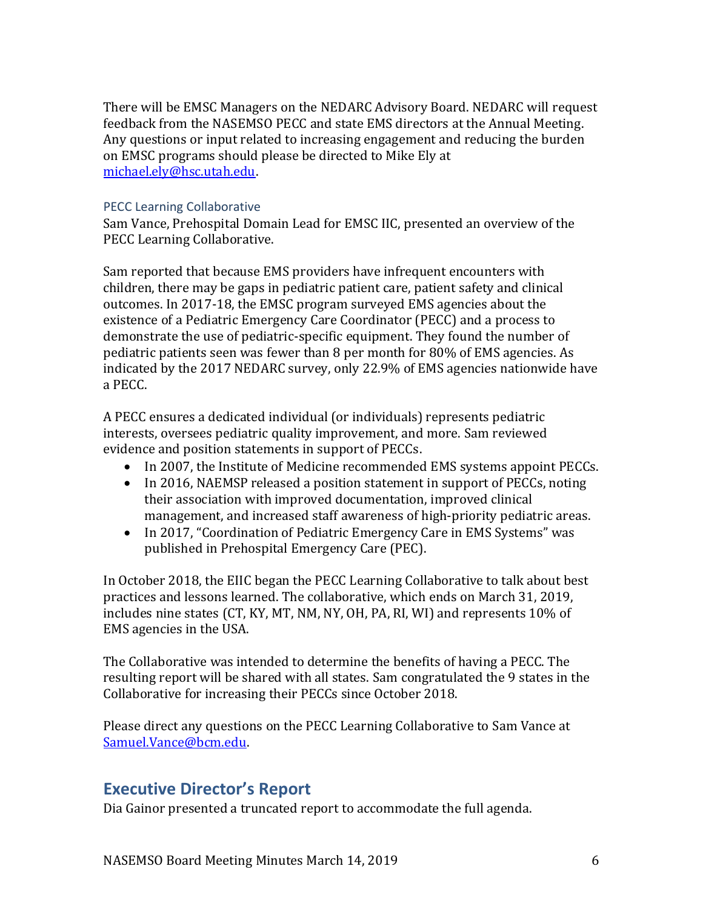There will be EMSC Managers on the NEDARC Advisory Board. NEDARC will request feedback from the NASEMSO PECC and state EMS directors at the Annual Meeting. Any questions or input related to increasing engagement and reducing the burden on EMSC programs should please be directed to Mike Ely at michael.ely@hsc.utah.edu.

### PECC Learning Collaborative

Sam Vance, Prehospital Domain Lead for EMSC IIC, presented an overview of the PECC Learning Collaborative.

Sam reported that because EMS providers have infrequent encounters with children, there may be gaps in pediatric patient care, patient safety and clinical outcomes. In 2017-18, the EMSC program surveyed EMS agencies about the existence of a Pediatric Emergency Care Coordinator (PECC) and a process to demonstrate the use of pediatric-specific equipment. They found the number of pediatric patients seen was fewer than 8 per month for 80% of EMS agencies. As indicated by the 2017 NEDARC survey, only 22.9% of EMS agencies nationwide have a PECC.

A PECC ensures a dedicated individual (or individuals) represents pediatric interests, oversees pediatric quality improvement, and more. Sam reviewed evidence and position statements in support of PECCs.

- In 2007, the Institute of Medicine recommended EMS systems appoint PECCs.
- In 2016, NAEMSP released a position statement in support of PECCs, noting their association with improved documentation, improved clinical management, and increased staff awareness of high-priority pediatric areas.
- In 2017, "Coordination of Pediatric Emergency Care in EMS Systems" was published in Prehospital Emergency Care (PEC).

In October 2018, the EIIC began the PECC Learning Collaborative to talk about best practices and lessons learned. The collaborative, which ends on March 31, 2019, includes nine states (CT, KY, MT, NM, NY, OH, PA, RI, WI) and represents 10% of EMS agencies in the USA.

The Collaborative was intended to determine the benefits of having a PECC. The resulting report will be shared with all states. Sam congratulated the 9 states in the Collaborative for increasing their PECCs since October 2018.

Please direct any questions on the PECC Learning Collaborative to Sam Vance at Samuel.Vance@bcm.edu.

## Executive Director's Report

Dia Gainor presented a truncated report to accommodate the full agenda.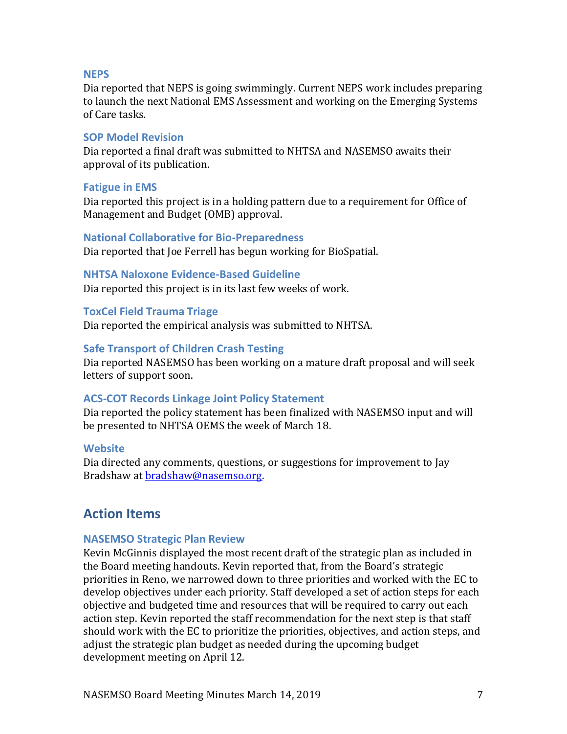### NEPS

Dia reported that NEPS is going swimmingly. Current NEPS work includes preparing to launch the next National EMS Assessment and working on the Emerging Systems of Care tasks.

### SOP Model Revision

Dia reported a final draft was submitted to NHTSA and NASEMSO awaits their approval of its publication.

### Fatigue in EMS

Dia reported this project is in a holding pattern due to a requirement for Office of Management and Budget (OMB) approval.

### National Collaborative for Bio-Preparedness

Dia reported that Joe Ferrell has begun working for BioSpatial.

### NHTSA Naloxone Evidence-Based Guideline

Dia reported this project is in its last few weeks of work.

### ToxCel Field Trauma Triage

Dia reported the empirical analysis was submitted to NHTSA.

### Safe Transport of Children Crash Testing

Dia reported NASEMSO has been working on a mature draft proposal and will seek letters of support soon.

### ACS-COT Records Linkage Joint Policy Statement

Dia reported the policy statement has been finalized with NASEMSO input and will be presented to NHTSA OEMS the week of March 18.

### Website

Dia directed any comments, questions, or suggestions for improvement to Jay Bradshaw at bradshaw@nasemso.org.

## Action Items

### NASEMSO Strategic Plan Review

Kevin McGinnis displayed the most recent draft of the strategic plan as included in the Board meeting handouts. Kevin reported that, from the Board's strategic priorities in Reno, we narrowed down to three priorities and worked with the EC to develop objectives under each priority. Staff developed a set of action steps for each objective and budgeted time and resources that will be required to carry out each action step. Kevin reported the staff recommendation for the next step is that staff should work with the EC to prioritize the priorities, objectives, and action steps, and adjust the strategic plan budget as needed during the upcoming budget development meeting on April 12.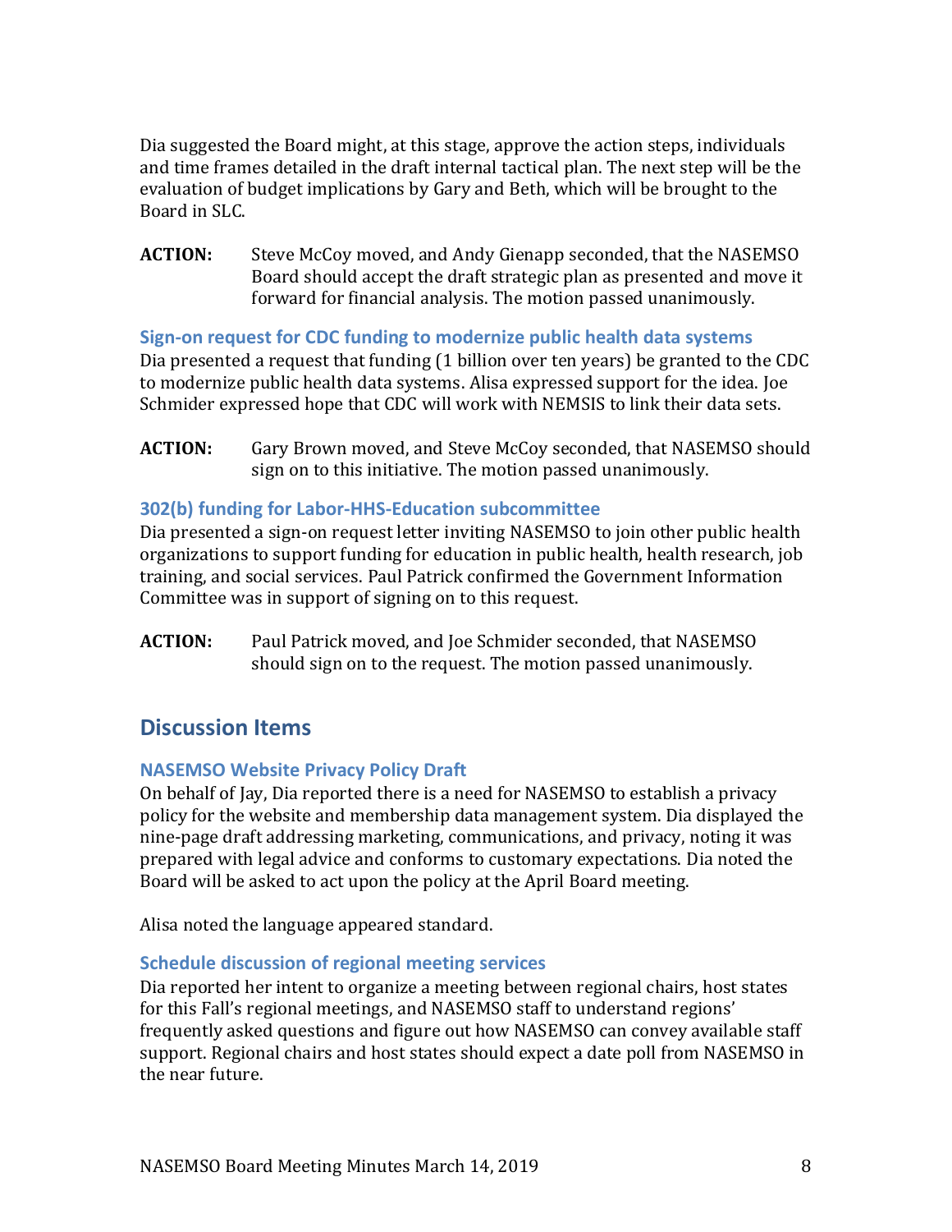Dia suggested the Board might, at this stage, approve the action steps, individuals and time frames detailed in the draft internal tactical plan. The next step will be the evaluation of budget implications by Gary and Beth, which will be brought to the Board in SLC.

**ACTION:** Steve McCoy moved, and Andy Gienapp seconded, that the NASEMSO Board should accept the draft strategic plan as presented and move it forward for financial analysis. The motion passed unanimously.

### Sign-on request for CDC funding to modernize public health data systems

Dia presented a request that funding (1 billion over ten years) be granted to the CDC to modernize public health data systems. Alisa expressed support for the idea. Joe Schmider expressed hope that CDC will work with NEMSIS to link their data sets.

**ACTION:** Gary Brown moved, and Steve McCoy seconded, that NASEMSO should sign on to this initiative. The motion passed unanimously.

### 302(b) funding for Labor-HHS-Education subcommittee

Dia presented a sign-on request letter inviting NASEMSO to join other public health organizations to support funding for education in public health, health research, job training, and social services. Paul Patrick confirmed the Government Information Committee was in support of signing on to this request.

**ACTION:** Paul Patrick moved, and Joe Schmider seconded, that NASEMSO should sign on to the request. The motion passed unanimously.

## Discussion Items

### NASEMSO Website Privacy Policy Draft

On behalf of Jay, Dia reported there is a need for NASEMSO to establish a privacy policy for the website and membership data management system. Dia displayed the nine-page draft addressing marketing, communications, and privacy, noting it was prepared with legal advice and conforms to customary expectations. Dia noted the Board will be asked to act upon the policy at the April Board meeting.

Alisa noted the language appeared standard.

### Schedule discussion of regional meeting services

Dia reported her intent to organize a meeting between regional chairs, host states for this Fall's regional meetings, and NASEMSO staff to understand regions' frequently asked questions and figure out how NASEMSO can convey available staff support. Regional chairs and host states should expect a date poll from NASEMSO in the near future.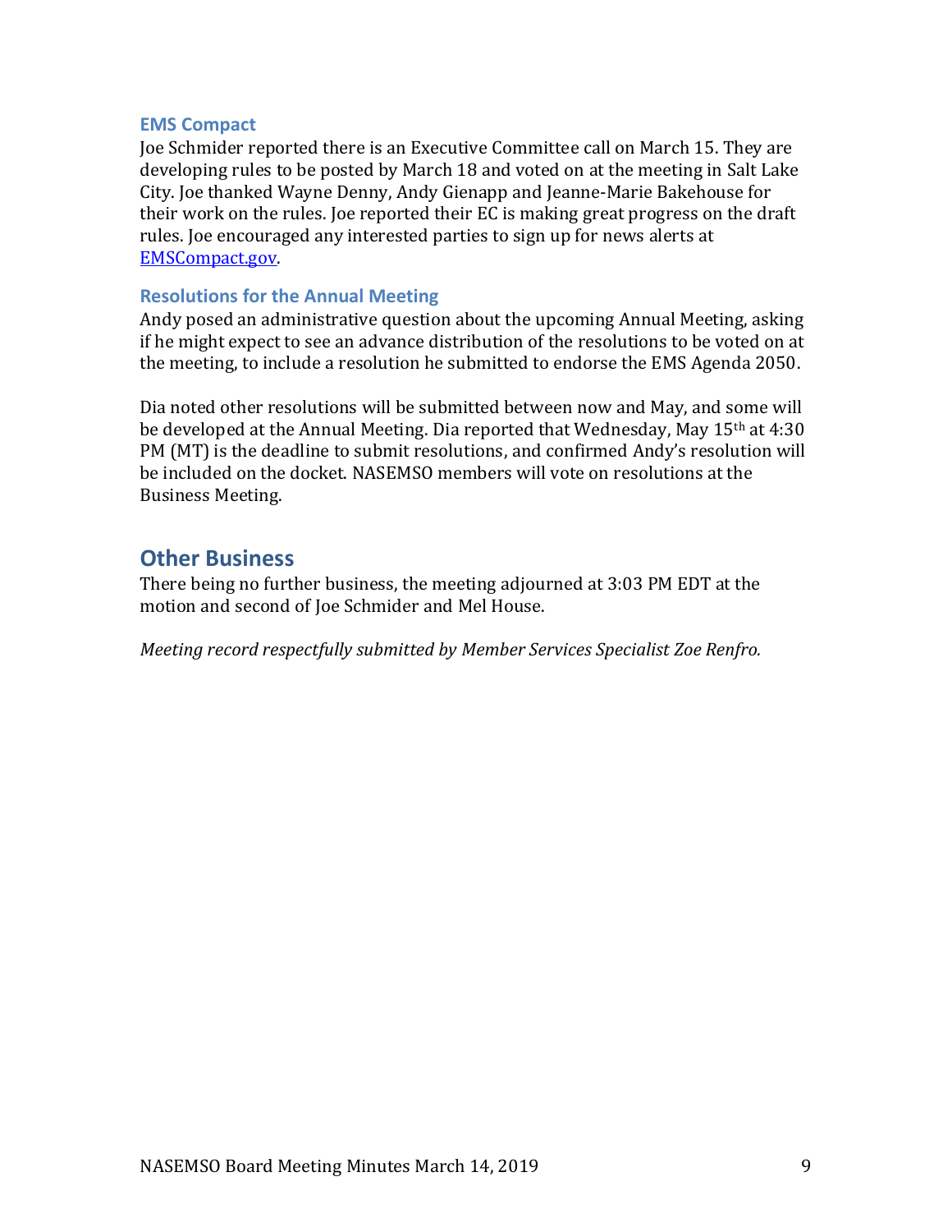### EMS Compact

Joe Schmider reported there is an Executive Committee call on March 15. They are developing rules to be posted by March 18 and voted on at the meeting in Salt Lake City. Joe thanked Wayne Denny, Andy Gienapp and Jeanne-Marie Bakehouse for their work on the rules. Joe reported their EC is making great progress on the draft rules. Joe encouraged any interested parties to sign up for news alerts at [EMSCompact.gov](EMSCompact.gov).

### Resolutions for the Annual Meeting

Andy posed an administrative question about the upcoming Annual Meeting, asking if he might expect to see an advance distribution of the resolutions to be voted on at the meeting, to include a resolution he submitted to endorse the EMS Agenda 2050.

Dia noted other resolutions will be submitted between now and May, and some will be developed at the Annual Meeting. Dia reported that Wednesday, May 15th at 4:30 PM (MT) is the deadline to submit resolutions, and confirmed Andy's resolution will be included on the docket. NASEMSO members will vote on resolutions at the Business Meeting.

## Other Business

There being no further business, the meeting adjourned at 3:03 PM EDT at the motion and second of Joe Schmider and Mel House.

*Meeting record respectfully submitted by Member Services Specialist Zoe Renfro.*